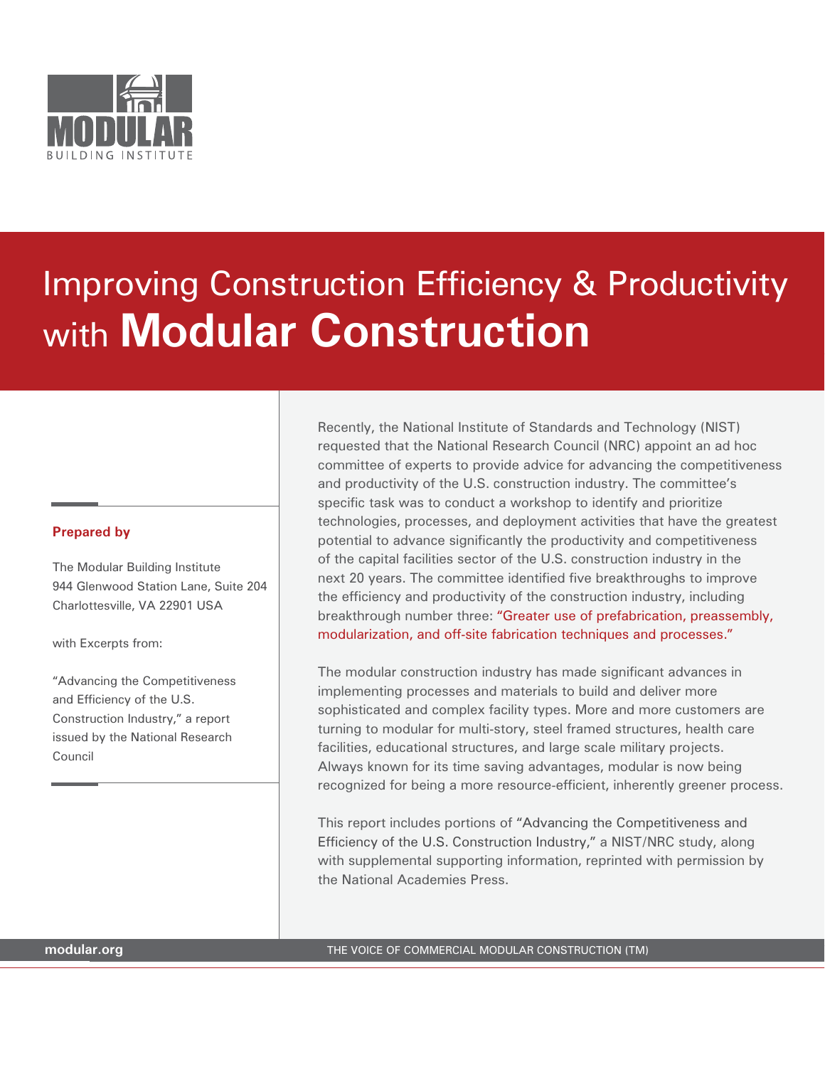MODULAR BUILDING INSTITUTE

# Improving Construction Efficiency & Productivity with **Modular Construction**

**Prepared by**

The Modular Building Institute
944 Glenwood Station Lane, Suite 204
Charlottesville, VA 22901 USA

with Excerpts from:

"Advancing the Competitiveness and Efficiency of the U.S. Construction Industry," a report issued by the National Research Council

Recently, the National Institute of Standards and Technology (NIST) requested that the National Research Council (NRC) appoint an ad hoc committee of experts to provide advice for advancing the competitiveness and productivity of the U.S. construction industry. The committee's specific task was to conduct a workshop to identify and prioritize technologies, processes, and deployment activities that have the greatest potential to advance significantly the productivity and competitiveness of the capital facilities sector of the U.S. construction industry in the next 20 years. The committee identified five breakthroughs to improve the efficiency and productivity of the construction industry, including breakthrough number three: "Greater use of prefabrication, preassembly, modularization, and off-site fabrication techniques and processes."

The modular construction industry has made significant advances in implementing processes and materials to build and deliver more sophisticated and complex facility types. More and more customers are turning to modular for multi-story, steel framed structures, health care facilities, educational structures, and large scale military projects. Always known for its time saving advantages, modular is now being recognized for being a more resource-efficient, inherently greener process.

This report includes portions of "Advancing the Competitiveness and Efficiency of the U.S. Construction Industry," a NIST/NRC study, along with supplemental supporting information, reprinted with permission by the National Academies Press.

modular.org

THE VOICE OF COMMERCIAL MODULAR CONSTRUCTION (TM)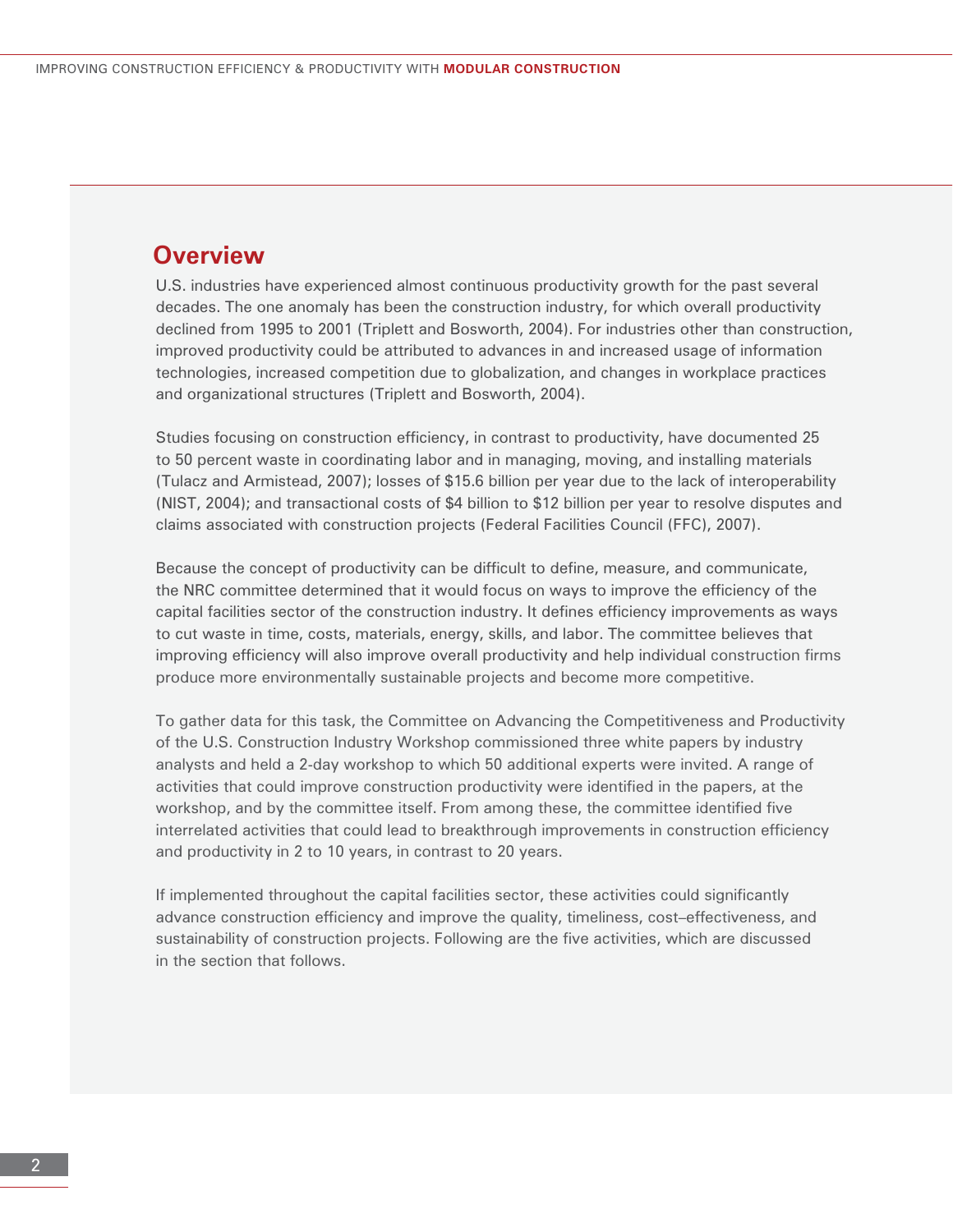## Overview

U.S. industries have experienced almost continuous productivity growth for the past several decades. The one anomaly has been the construction industry, for which overall productivity declined from 1995 to 2001 (Triplett and Bosworth, 2004). For industries other than construction, improved productivity could be attributed to advances in and increased usage of information technologies, increased competition due to globalization, and changes in workplace practices and organizational structures (Triplett and Bosworth, 2004).

Studies focusing on construction efficiency, in contrast to productivity, have documented 25 to 50 percent waste in coordinating labor and in managing, moving, and installing materials (Tulacz and Armistead, 2007); losses of $15.6 billion per year due to the lack of interoperability (NIST, 2004); and transactional costs of $4 billion to $12 billion per year to resolve disputes and claims associated with construction projects (Federal Facilities Council (FFC), 2007).

Because the concept of productivity can be difficult to define, measure, and communicate, the NRC committee determined that it would focus on ways to improve the efficiency of the capital facilities sector of the construction industry. It defines efficiency improvements as ways to cut waste in time, costs, materials, energy, skills, and labor. The committee believes that improving efficiency will also improve overall productivity and help individual construction firms produce more environmentally sustainable projects and become more competitive.

To gather data for this task, the Committee on Advancing the Competitiveness and Productivity of the U.S. Construction Industry Workshop commissioned three white papers by industry analysts and held a 2-day workshop to which 50 additional experts were invited. A range of activities that could improve construction productivity were identified in the papers, at the workshop, and by the committee itself. From among these, the committee identified five interrelated activities that could lead to breakthrough improvements in construction efficiency and productivity in 2 to 10 years, in contrast to 20 years.

If implemented throughout the capital facilities sector, these activities could significantly advance construction efficiency and improve the quality, timeliness, cost–effectiveness, and sustainability of construction projects. Following are the five activities, which are discussed in the section that follows.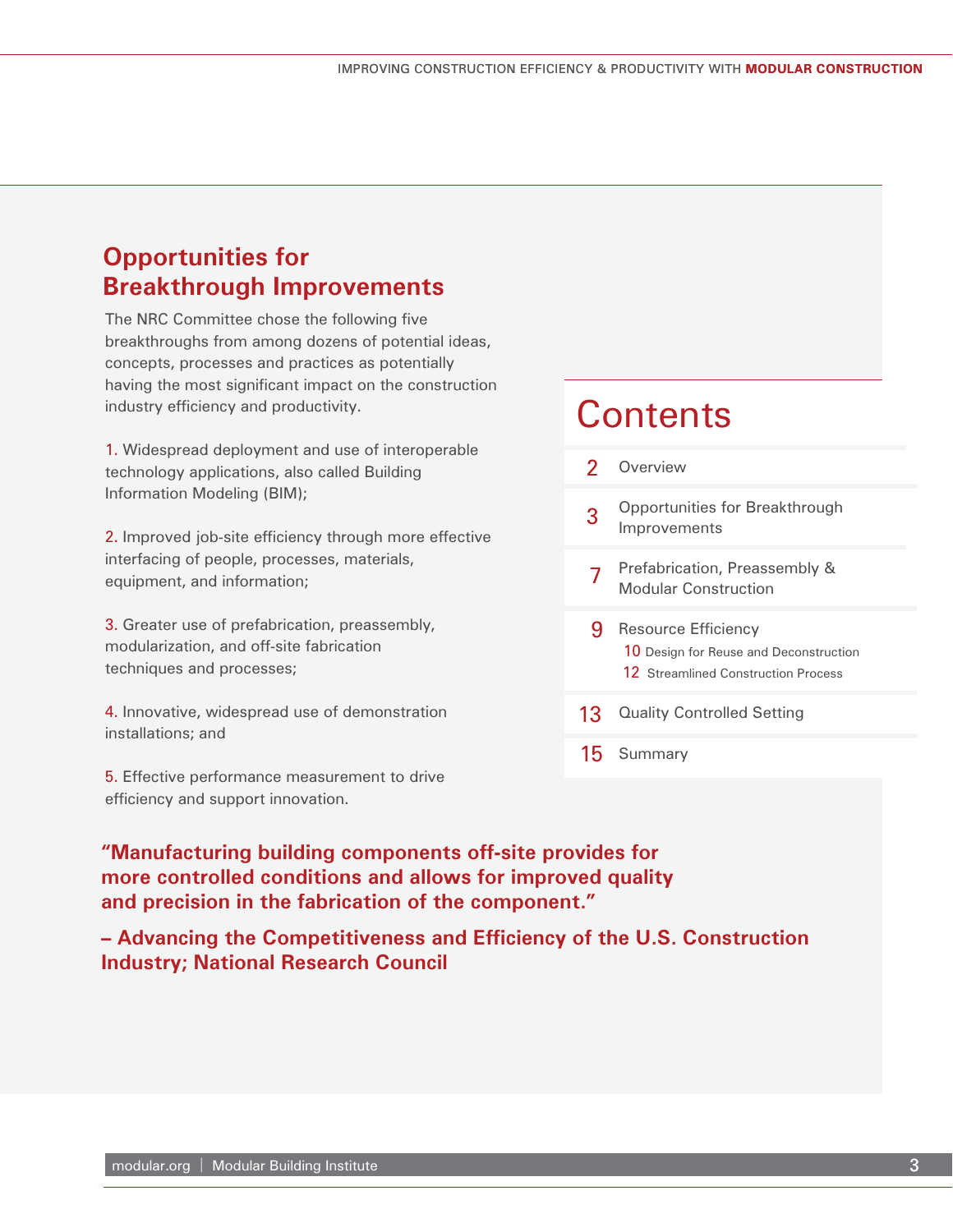## Opportunities for Breakthrough Improvements

The NRC Committee chose the following five breakthroughs from among dozens of potential ideas, concepts, processes and practices as potentially having the most significant impact on the construction industry efficiency and productivity.

1. Widespread deployment and use of interoperable technology applications, also called Building Information Modeling (BIM);

2. Improved job-site efficiency through more effective interfacing of people, processes, materials, equipment, and information;

3. Greater use of prefabrication, preassembly, modularization, and off-site fabrication techniques and processes;

4. Innovative, widespread use of demonstration installations; and

5. Effective performance measurement to drive efficiency and support innovation.

**"Manufacturing building components off-site provides for more controlled conditions and allows for improved quality and precision in the fabrication of the component."**

**– Advancing the Competitiveness and Efficiency of the U.S. Construction Industry; National Research Council**

# Contents

| | |
|---|---|
| 2 | Overview |
| 3 | Opportunities for Breakthrough Improvements |
| 7 | Prefabrication, Preassembly & Modular Construction |
| 9 | Resource Efficiency |
| 10 | Design for Reuse and Deconstruction |
| 12 | Streamlined Construction Process |
| 13 | Quality Controlled Setting |
| 15 | Summary |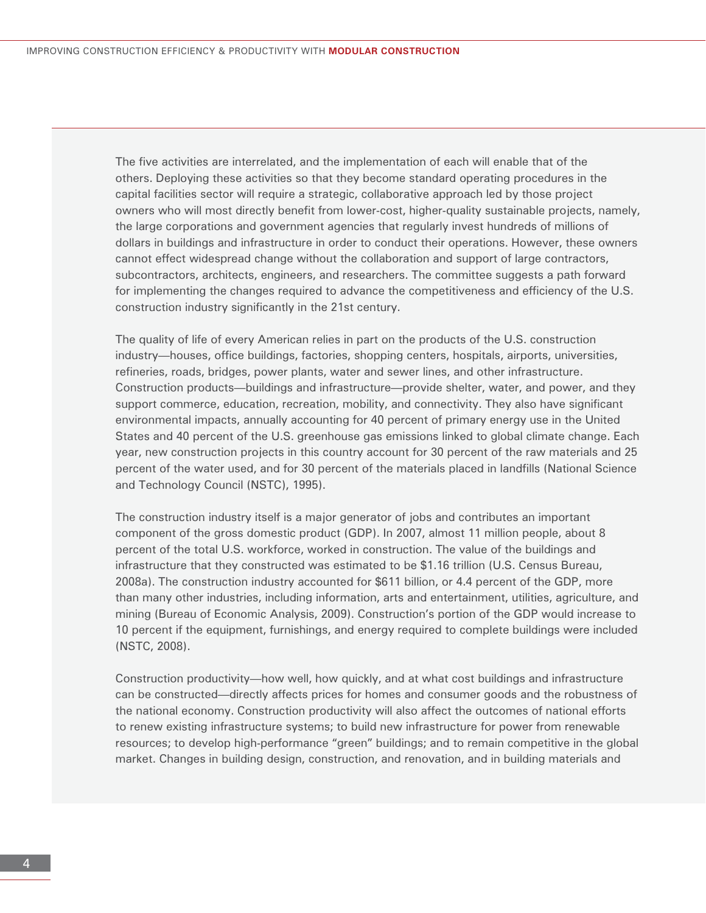The five activities are interrelated, and the implementation of each will enable that of the others. Deploying these activities so that they become standard operating procedures in the capital facilities sector will require a strategic, collaborative approach led by those project owners who will most directly benefit from lower-cost, higher-quality sustainable projects, namely, the large corporations and government agencies that regularly invest hundreds of millions of dollars in buildings and infrastructure in order to conduct their operations. However, these owners cannot effect widespread change without the collaboration and support of large contractors, subcontractors, architects, engineers, and researchers. The committee suggests a path forward for implementing the changes required to advance the competitiveness and efficiency of the U.S. construction industry significantly in the 21st century.

The quality of life of every American relies in part on the products of the U.S. construction industry—houses, office buildings, factories, shopping centers, hospitals, airports, universities, refineries, roads, bridges, power plants, water and sewer lines, and other infrastructure. Construction products—buildings and infrastructure—provide shelter, water, and power, and they support commerce, education, recreation, mobility, and connectivity. They also have significant environmental impacts, annually accounting for 40 percent of primary energy use in the United States and 40 percent of the U.S. greenhouse gas emissions linked to global climate change. Each year, new construction projects in this country account for 30 percent of the raw materials and 25 percent of the water used, and for 30 percent of the materials placed in landfills (National Science and Technology Council (NSTC), 1995).

The construction industry itself is a major generator of jobs and contributes an important component of the gross domestic product (GDP). In 2007, almost 11 million people, about 8 percent of the total U.S. workforce, worked in construction. The value of the buildings and infrastructure that they constructed was estimated to be $1.16 trillion (U.S. Census Bureau, 2008a). The construction industry accounted for $611 billion, or 4.4 percent of the GDP, more than many other industries, including information, arts and entertainment, utilities, agriculture, and mining (Bureau of Economic Analysis, 2009). Construction's portion of the GDP would increase to 10 percent if the equipment, furnishings, and energy required to complete buildings were included (NSTC, 2008).

Construction productivity—how well, how quickly, and at what cost buildings and infrastructure can be constructed—directly affects prices for homes and consumer goods and the robustness of the national economy. Construction productivity will also affect the outcomes of national efforts to renew existing infrastructure systems; to build new infrastructure for power from renewable resources; to develop high-performance "green" buildings; and to remain competitive in the global market. Changes in building design, construction, and renovation, and in building materials and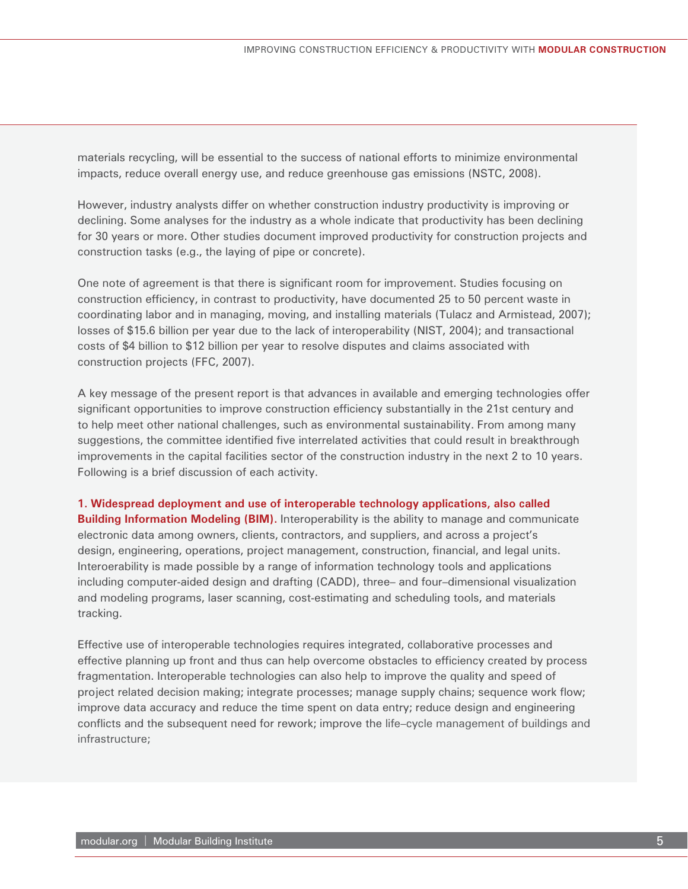materials recycling, will be essential to the success of national efforts to minimize environmental impacts, reduce overall energy use, and reduce greenhouse gas emissions (NSTC, 2008).

However, industry analysts differ on whether construction industry productivity is improving or declining. Some analyses for the industry as a whole indicate that productivity has been declining for 30 years or more. Other studies document improved productivity for construction projects and construction tasks (e.g., the laying of pipe or concrete).

One note of agreement is that there is significant room for improvement. Studies focusing on construction efficiency, in contrast to productivity, have documented 25 to 50 percent waste in coordinating labor and in managing, moving, and installing materials (Tulacz and Armistead, 2007); losses of $15.6 billion per year due to the lack of interoperability (NIST, 2004); and transactional costs of $4 billion to $12 billion per year to resolve disputes and claims associated with construction projects (FFC, 2007).

A key message of the present report is that advances in available and emerging technologies offer significant opportunities to improve construction efficiency substantially in the 21st century and to help meet other national challenges, such as environmental sustainability. From among many suggestions, the committee identified five interrelated activities that could result in breakthrough improvements in the capital facilities sector of the construction industry in the next 2 to 10 years. Following is a brief discussion of each activity.

**1. Widespread deployment and use of interoperable technology applications, also called Building Information Modeling (BIM).** Interoperability is the ability to manage and communicate electronic data among owners, clients, contractors, and suppliers, and across a project's design, engineering, operations, project management, construction, financial, and legal units. Interoerability is made possible by a range of information technology tools and applications including computer-aided design and drafting (CADD), three– and four–dimensional visualization and modeling programs, laser scanning, cost-estimating and scheduling tools, and materials tracking.

Effective use of interoperable technologies requires integrated, collaborative processes and effective planning up front and thus can help overcome obstacles to efficiency created by process fragmentation. Interoperable technologies can also help to improve the quality and speed of project related decision making; integrate processes; manage supply chains; sequence work flow; improve data accuracy and reduce the time spent on data entry; reduce design and engineering conflicts and the subsequent need for rework; improve the life–cycle management of buildings and infrastructure;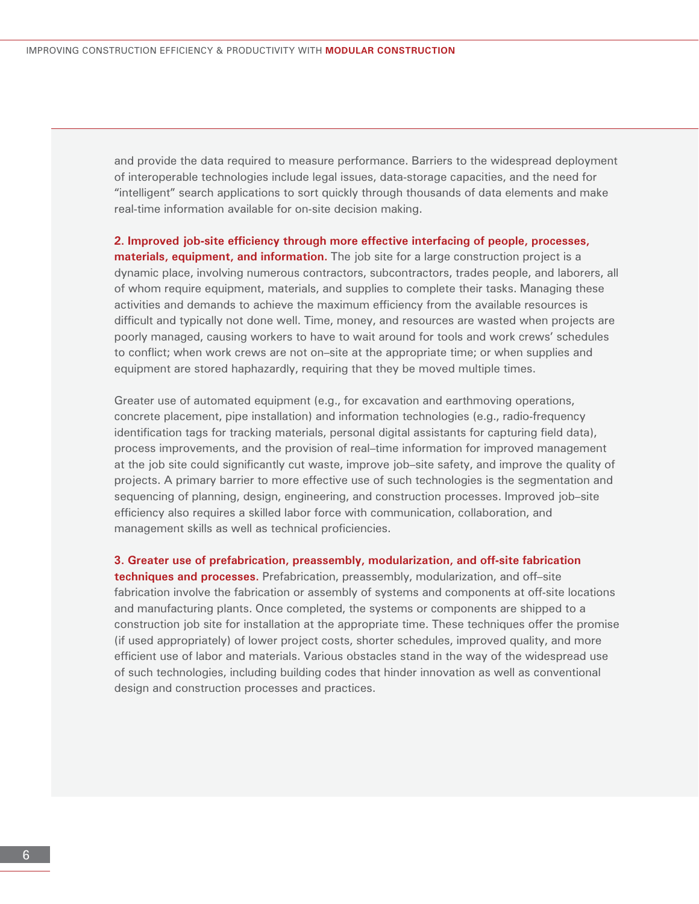and provide the data required to measure performance. Barriers to the widespread deployment of interoperable technologies include legal issues, data-storage capacities, and the need for “intelligent” search applications to sort quickly through thousands of data elements and make real-time information available for on-site decision making.

**2. Improved job-site efficiency through more effective interfacing of people, processes, materials, equipment, and information.** The job site for a large construction project is a dynamic place, involving numerous contractors, subcontractors, trades people, and laborers, all of whom require equipment, materials, and supplies to complete their tasks. Managing these activities and demands to achieve the maximum efficiency from the available resources is difficult and typically not done well. Time, money, and resources are wasted when projects are poorly managed, causing workers to have to wait around for tools and work crews’ schedules to conflict; when work crews are not on–site at the appropriate time; or when supplies and equipment are stored haphazardly, requiring that they be moved multiple times.

Greater use of automated equipment (e.g., for excavation and earthmoving operations, concrete placement, pipe installation) and information technologies (e.g., radio-frequency identification tags for tracking materials, personal digital assistants for capturing field data), process improvements, and the provision of real–time information for improved management at the job site could significantly cut waste, improve job–site safety, and improve the quality of projects. A primary barrier to more effective use of such technologies is the segmentation and sequencing of planning, design, engineering, and construction processes. Improved job–site efficiency also requires a skilled labor force with communication, collaboration, and management skills as well as technical proficiencies.

**3. Greater use of prefabrication, preassembly, modularization, and off-site fabrication techniques and processes.** Prefabrication, preassembly, modularization, and off–site fabrication involve the fabrication or assembly of systems and components at off-site locations and manufacturing plants. Once completed, the systems or components are shipped to a construction job site for installation at the appropriate time. These techniques offer the promise (if used appropriately) of lower project costs, shorter schedules, improved quality, and more efficient use of labor and materials. Various obstacles stand in the way of the widespread use of such technologies, including building codes that hinder innovation as well as conventional design and construction processes and practices.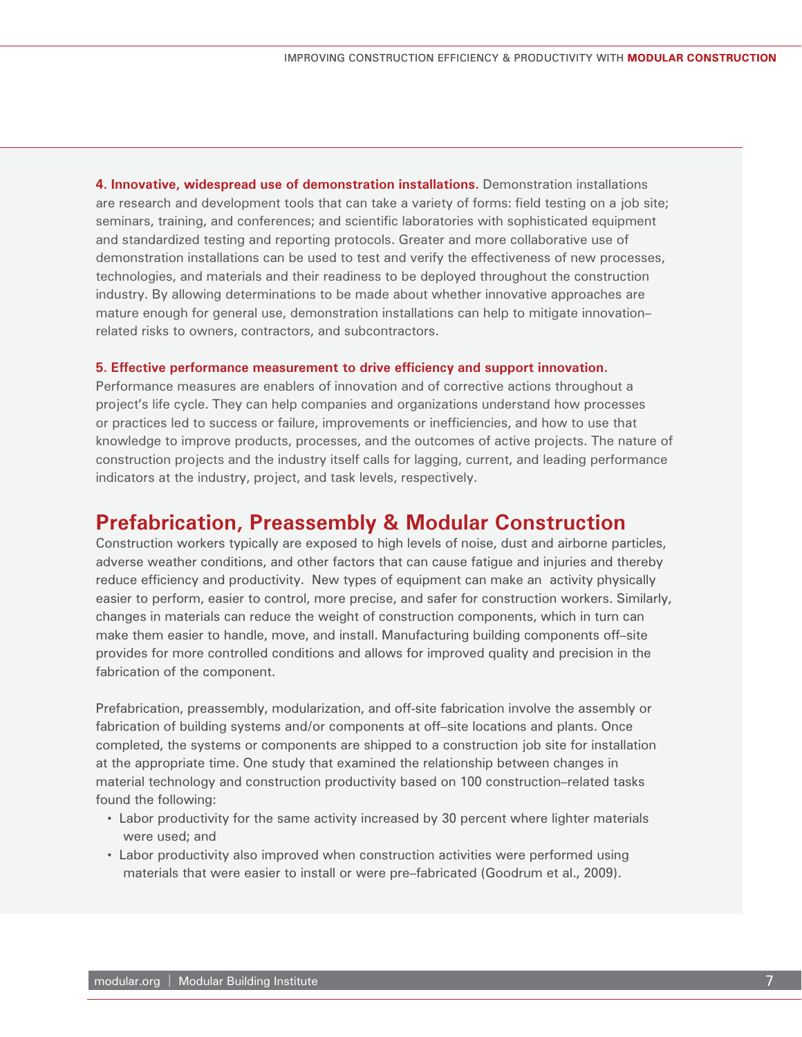**4. Innovative, widespread use of demonstration installations.** Demonstration installations are research and development tools that can take a variety of forms: field testing on a job site; seminars, training, and conferences; and scientific laboratories with sophisticated equipment and standardized testing and reporting protocols. Greater and more collaborative use of demonstration installations can be used to test and verify the effectiveness of new processes, technologies, and materials and their readiness to be deployed throughout the construction industry. By allowing determinations to be made about whether innovative approaches are mature enough for general use, demonstration installations can help to mitigate innovation–related risks to owners, contractors, and subcontractors.

**5. Effective performance measurement to drive efficiency and support innovation.** Performance measures are enablers of innovation and of corrective actions throughout a project's life cycle. They can help companies and organizations understand how processes or practices led to success or failure, improvements or inefficiencies, and how to use that knowledge to improve products, processes, and the outcomes of active projects. The nature of construction projects and the industry itself calls for lagging, current, and leading performance indicators at the industry, project, and task levels, respectively.

## Prefabrication, Preassembly & Modular Construction

Construction workers typically are exposed to high levels of noise, dust and airborne particles, adverse weather conditions, and other factors that can cause fatigue and injuries and thereby reduce efficiency and productivity. New types of equipment can make an activity physically easier to perform, easier to control, more precise, and safer for construction workers. Similarly, changes in materials can reduce the weight of construction components, which in turn can make them easier to handle, move, and install. Manufacturing building components off–site provides for more controlled conditions and allows for improved quality and precision in the fabrication of the component.

Prefabrication, preassembly, modularization, and off-site fabrication involve the assembly or fabrication of building systems and/or components at off–site locations and plants. Once completed, the systems or components are shipped to a construction job site for installation at the appropriate time. One study that examined the relationship between changes in material technology and construction productivity based on 100 construction–related tasks found the following:

- Labor productivity for the same activity increased by 30 percent where lighter materials were used; and
- Labor productivity also improved when construction activities were performed using materials that were easier to install or were pre–fabricated (Goodrum et al., 2009).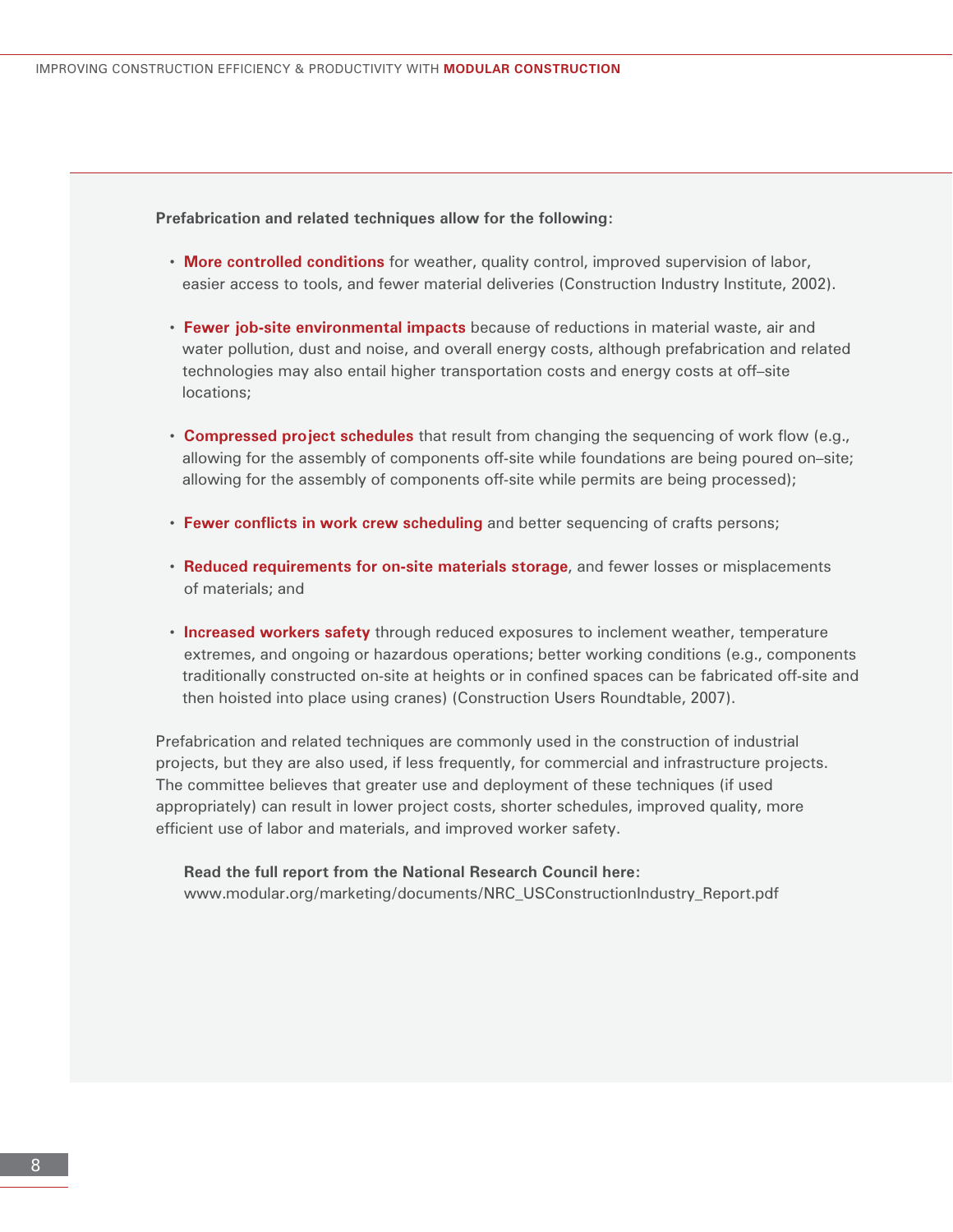**Prefabrication and related techniques allow for the following:**

- **More controlled conditions** for weather, quality control, improved supervision of labor, easier access to tools, and fewer material deliveries (Construction Industry Institute, 2002).

- **Fewer job-site environmental impacts** because of reductions in material waste, air and water pollution, dust and noise, and overall energy costs, although prefabrication and related technologies may also entail higher transportation costs and energy costs at off–site locations;

- **Compressed project schedules** that result from changing the sequencing of work flow (e.g., allowing for the assembly of components off-site while foundations are being poured on–site; allowing for the assembly of components off-site while permits are being processed);

- **Fewer conflicts in work crew scheduling** and better sequencing of crafts persons;

- **Reduced requirements for on-site materials storage**, and fewer losses or misplacements of materials; and

- **Increased workers safety** through reduced exposures to inclement weather, temperature extremes, and ongoing or hazardous operations; better working conditions (e.g., components traditionally constructed on-site at heights or in confined spaces can be fabricated off-site and then hoisted into place using cranes) (Construction Users Roundtable, 2007).

Prefabrication and related techniques are commonly used in the construction of industrial projects, but they are also used, if less frequently, for commercial and infrastructure projects. The committee believes that greater use and deployment of these techniques (if used appropriately) can result in lower project costs, shorter schedules, improved quality, more efficient use of labor and materials, and improved worker safety.

**Read the full report from the National Research Council here:**
www.modular.org/marketing/documents/NRC_USConstructionIndustry_Report.pdf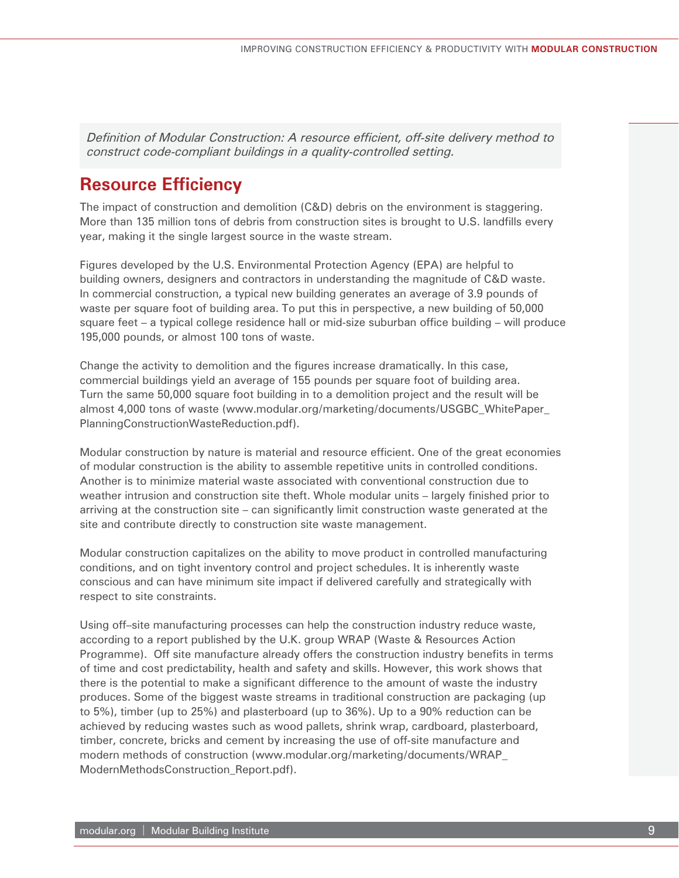*Definition of Modular Construction: A resource efficient, off-site delivery method to construct code-compliant buildings in a quality-controlled setting.*

## Resource Efficiency

The impact of construction and demolition (C&D) debris on the environment is staggering. More than 135 million tons of debris from construction sites is brought to U.S. landfills every year, making it the single largest source in the waste stream.

Figures developed by the U.S. Environmental Protection Agency (EPA) are helpful to building owners, designers and contractors in understanding the magnitude of C&D waste. In commercial construction, a typical new building generates an average of 3.9 pounds of waste per square foot of building area. To put this in perspective, a new building of 50,000 square feet – a typical college residence hall or mid-size suburban office building – will produce 195,000 pounds, or almost 100 tons of waste.

Change the activity to demolition and the figures increase dramatically. In this case, commercial buildings yield an average of 155 pounds per square foot of building area. Turn the same 50,000 square foot building in to a demolition project and the result will be almost 4,000 tons of waste (www.modular.org/marketing/documents/USGBC_WhitePaper_PlanningConstructionWasteReduction.pdf).

Modular construction by nature is material and resource efficient. One of the great economies of modular construction is the ability to assemble repetitive units in controlled conditions. Another is to minimize material waste associated with conventional construction due to weather intrusion and construction site theft. Whole modular units – largely finished prior to arriving at the construction site – can significantly limit construction waste generated at the site and contribute directly to construction site waste management.

Modular construction capitalizes on the ability to move product in controlled manufacturing conditions, and on tight inventory control and project schedules. It is inherently waste conscious and can have minimum site impact if delivered carefully and strategically with respect to site constraints.

Using off–site manufacturing processes can help the construction industry reduce waste, according to a report published by the U.K. group WRAP (Waste & Resources Action Programme). Off site manufacture already offers the construction industry benefits in terms of time and cost predictability, health and safety and skills. However, this work shows that there is the potential to make a significant difference to the amount of waste the industry produces. Some of the biggest waste streams in traditional construction are packaging (up to 5%), timber (up to 25%) and plasterboard (up to 36%). Up to a 90% reduction can be achieved by reducing wastes such as wood pallets, shrink wrap, cardboard, plasterboard, timber, concrete, bricks and cement by increasing the use of off-site manufacture and modern methods of construction (www.modular.org/marketing/documents/WRAP_ModernMethodsConstruction_Report.pdf).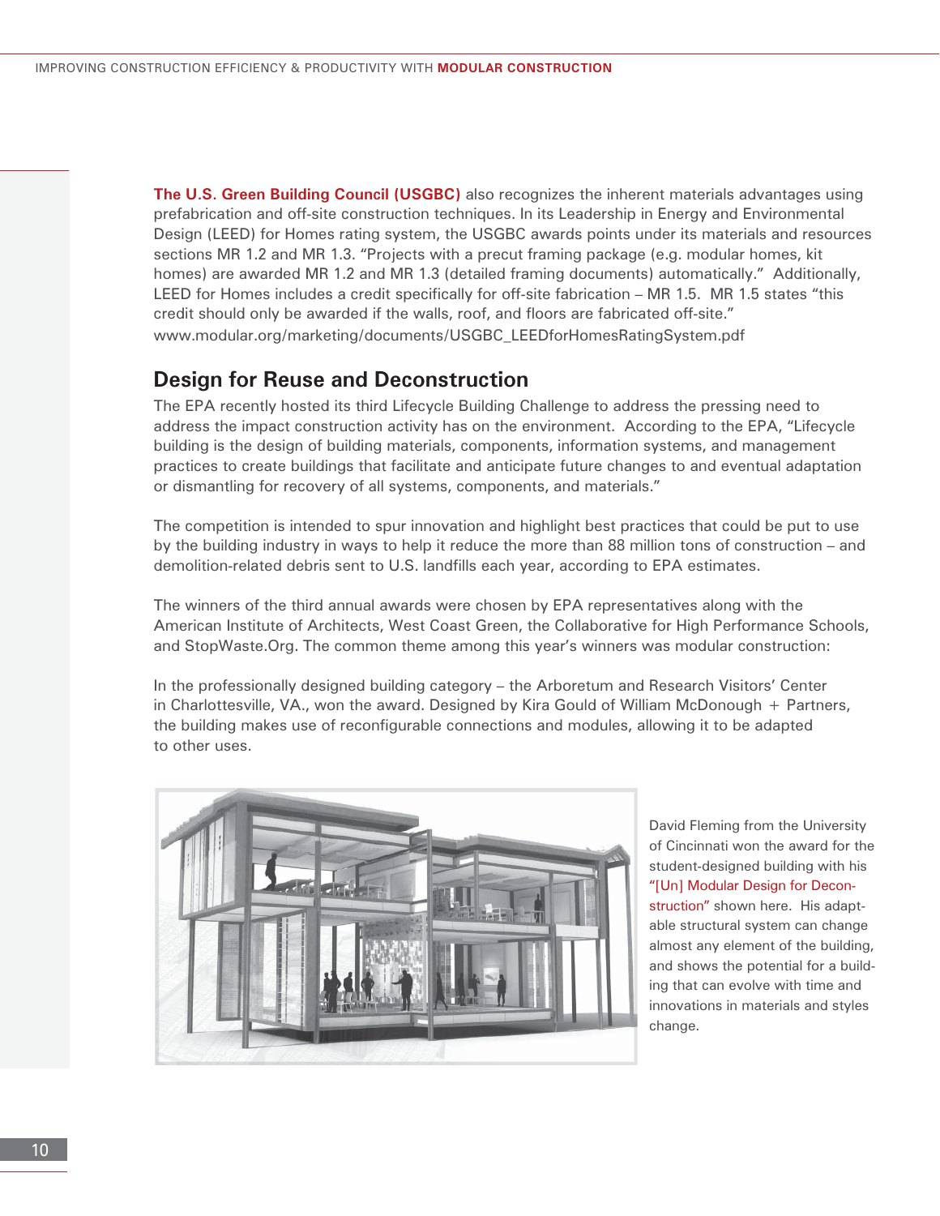**The U.S. Green Building Council (USGBC)** also recognizes the inherent materials advantages using prefabrication and off-site construction techniques. In its Leadership in Energy and Environmental Design (LEED) for Homes rating system, the USGBC awards points under its materials and resources sections MR 1.2 and MR 1.3. "Projects with a precut framing package (e.g. modular homes, kit homes) are awarded MR 1.2 and MR 1.3 (detailed framing documents) automatically." Additionally, LEED for Homes includes a credit specifically for off-site fabrication – MR 1.5. MR 1.5 states "this credit should only be awarded if the walls, roof, and floors are fabricated off-site." www.modular.org/marketing/documents/USGBC_LEEDforHomesRatingSystem.pdf

## Design for Reuse and Deconstruction

The EPA recently hosted its third Lifecycle Building Challenge to address the pressing need to address the impact construction activity has on the environment. According to the EPA, "Lifecycle building is the design of building materials, components, information systems, and management practices to create buildings that facilitate and anticipate future changes to and eventual adaptation or dismantling for recovery of all systems, components, and materials."

The competition is intended to spur innovation and highlight best practices that could be put to use by the building industry in ways to help it reduce the more than 88 million tons of construction – and demolition-related debris sent to U.S. landfills each year, according to EPA estimates.

The winners of the third annual awards were chosen by EPA representatives along with the American Institute of Architects, West Coast Green, the Collaborative for High Performance Schools, and StopWaste.Org. The common theme among this year's winners was modular construction:

In the professionally designed building category – the Arboretum and Research Visitors' Center in Charlottesville, VA., won the award. Designed by Kira Gould of William McDonough + Partners, the building makes use of reconfigurable connections and modules, allowing it to be adapted to other uses.

David Fleming from the University of Cincinnati won the award for the student-designed building with his "[Un] Modular Design for Deconstruction" shown here. His adaptable structural system can change almost any element of the building, and shows the potential for a building that can evolve with time and innovations in materials and styles change.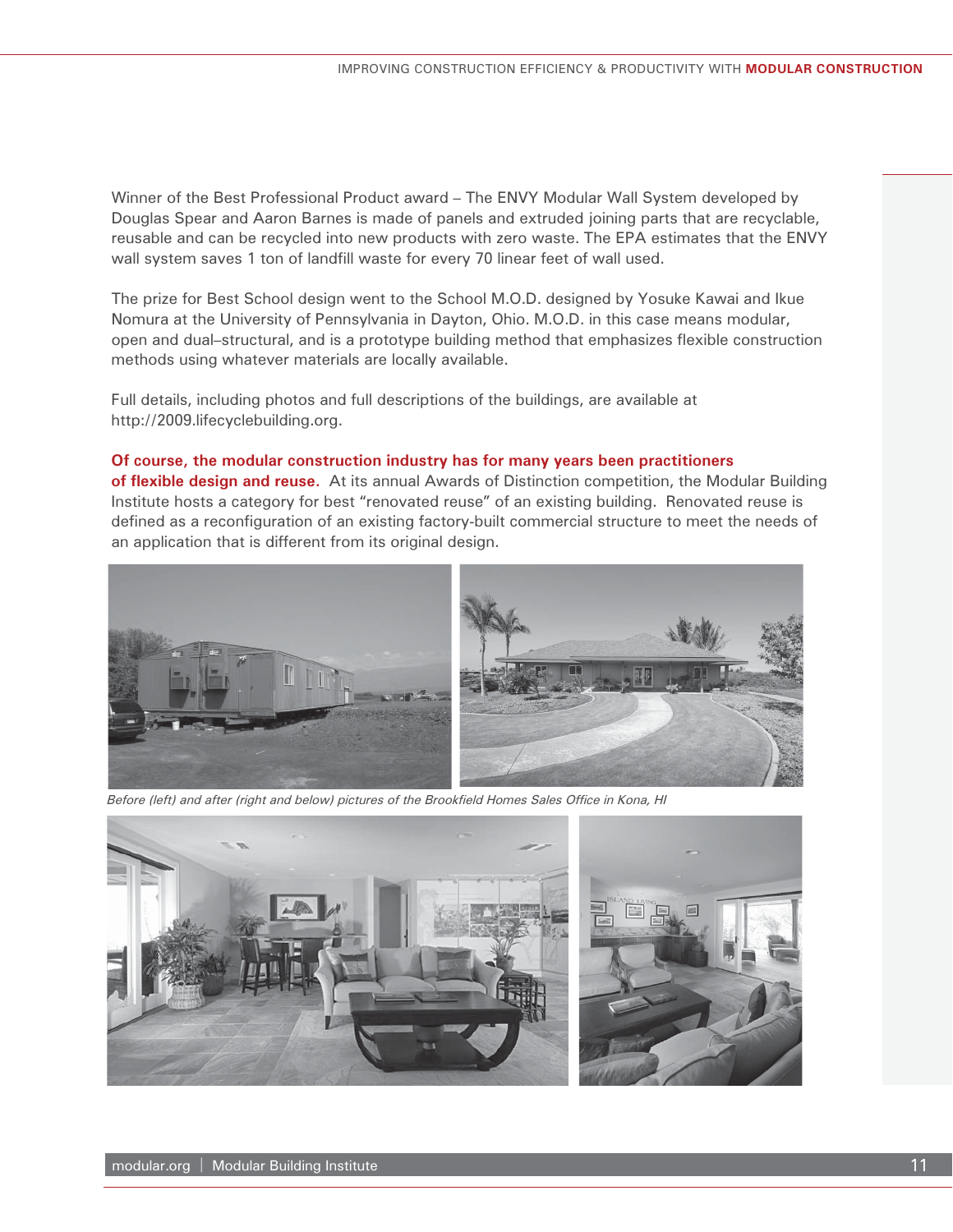Winner of the Best Professional Product award – The ENVY Modular Wall System developed by Douglas Spear and Aaron Barnes is made of panels and extruded joining parts that are recyclable, reusable and can be recycled into new products with zero waste. The EPA estimates that the ENVY wall system saves 1 ton of landfill waste for every 70 linear feet of wall used.

The prize for Best School design went to the School M.O.D. designed by Yosuke Kawai and Ikue Nomura at the University of Pennsylvania in Dayton, Ohio. M.O.D. in this case means modular, open and dual–structural, and is a prototype building method that emphasizes flexible construction methods using whatever materials are locally available.

Full details, including photos and full descriptions of the buildings, are available at http://2009.lifecyclebuilding.org.

**Of course, the modular construction industry has for many years been practitioners of flexible design and reuse.** At its annual Awards of Distinction competition, the Modular Building Institute hosts a category for best "renovated reuse" of an existing building. Renovated reuse is defined as a reconfiguration of an existing factory-built commercial structure to meet the needs of an application that is different from its original design.

*Before (left) and after (right and below) pictures of the Brookfield Homes Sales Office in Kona, HI*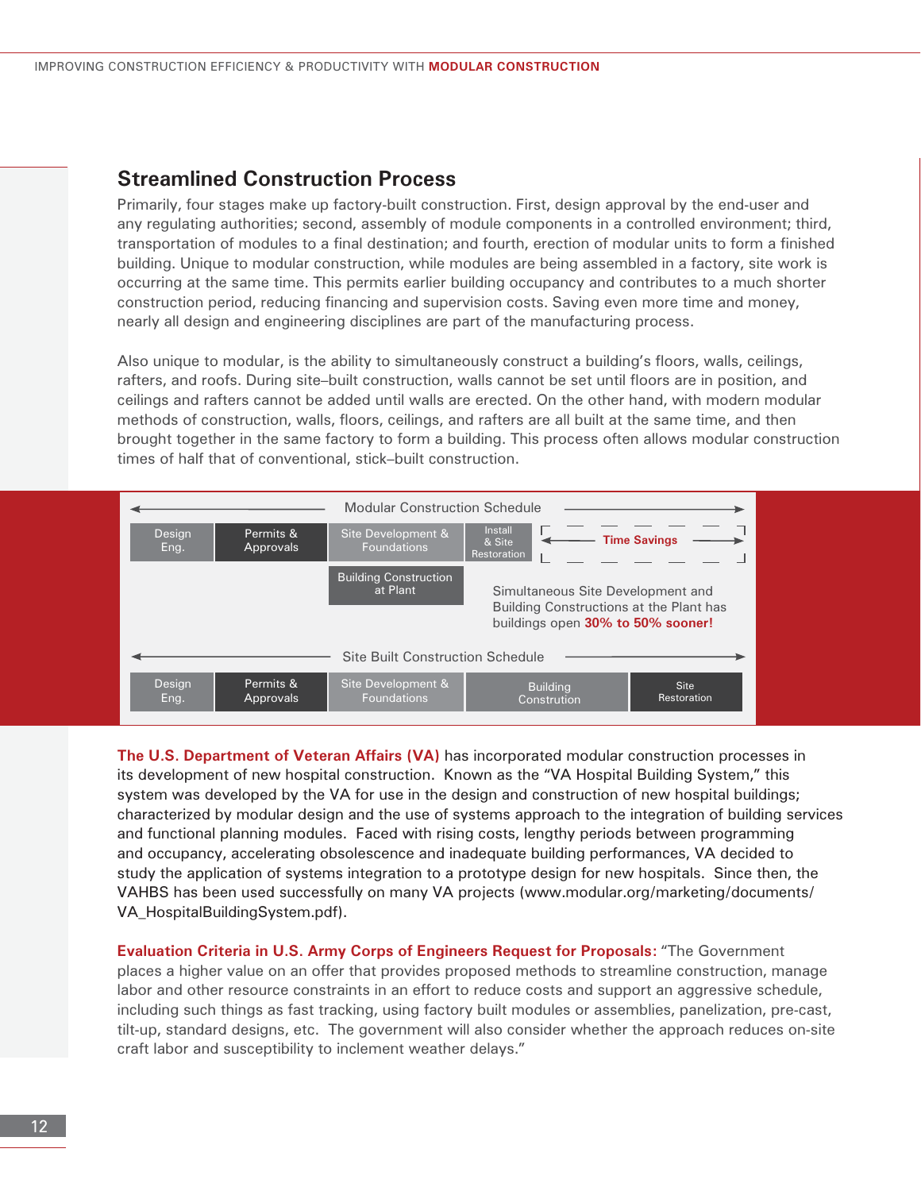## Streamlined Construction Process

Primarily, four stages make up factory-built construction. First, design approval by the end-user and any regulating authorities; second, assembly of module components in a controlled environment; third, transportation of modules to a final destination; and fourth, erection of modular units to form a finished building. Unique to modular construction, while modules are being assembled in a factory, site work is occurring at the same time. This permits earlier building occupancy and contributes to a much shorter construction period, reducing financing and supervision costs. Saving even more time and money, nearly all design and engineering disciplines are part of the manufacturing process.

Also unique to modular, is the ability to simultaneously construct a building's floors, walls, ceilings, rafters, and roofs. During site–built construction, walls cannot be set until floors are in position, and ceilings and rafters cannot be added until walls are erected. On the other hand, with modern modular methods of construction, walls, floors, ceilings, and rafters are all built at the same time, and then brought together in the same factory to form a building. This process often allows modular construction times of half that of conventional, stick–built construction.

**Modular Construction Schedule**

| Design Eng. | Permits & Approvals | Site Development & Foundations | Install & Site Restoration | Time Savings |
|---|---|---|---|---|
| | | Building Construction at Plant | | |

Simultaneous Site Development and Building Constructions at the Plant has buildings open **30% to 50% sooner!**

**Site Built Construction Schedule**

| Design Eng. | Permits & Approvals | Site Development & Foundations | Building Constrution | Site Restoration |
|---|---|---|---|---|

**The U.S. Department of Veteran Affairs (VA)** has incorporated modular construction processes in its development of new hospital construction. Known as the "VA Hospital Building System," this system was developed by the VA for use in the design and construction of new hospital buildings; characterized by modular design and the use of systems approach to the integration of building services and functional planning modules. Faced with rising costs, lengthy periods between programming and occupancy, accelerating obsolescence and inadequate building performances, VA decided to study the application of systems integration to a prototype design for new hospitals. Since then, the VAHBS has been used successfully on many VA projects (www.modular.org/marketing/documents/VA_HospitalBuildingSystem.pdf).

**Evaluation Criteria in U.S. Army Corps of Engineers Request for Proposals:** "The Government places a higher value on an offer that provides proposed methods to streamline construction, manage labor and other resource constraints in an effort to reduce costs and support an aggressive schedule, including such things as fast tracking, using factory built modules or assemblies, panelization, pre-cast, tilt-up, standard designs, etc. The government will also consider whether the approach reduces on-site craft labor and susceptibility to inclement weather delays."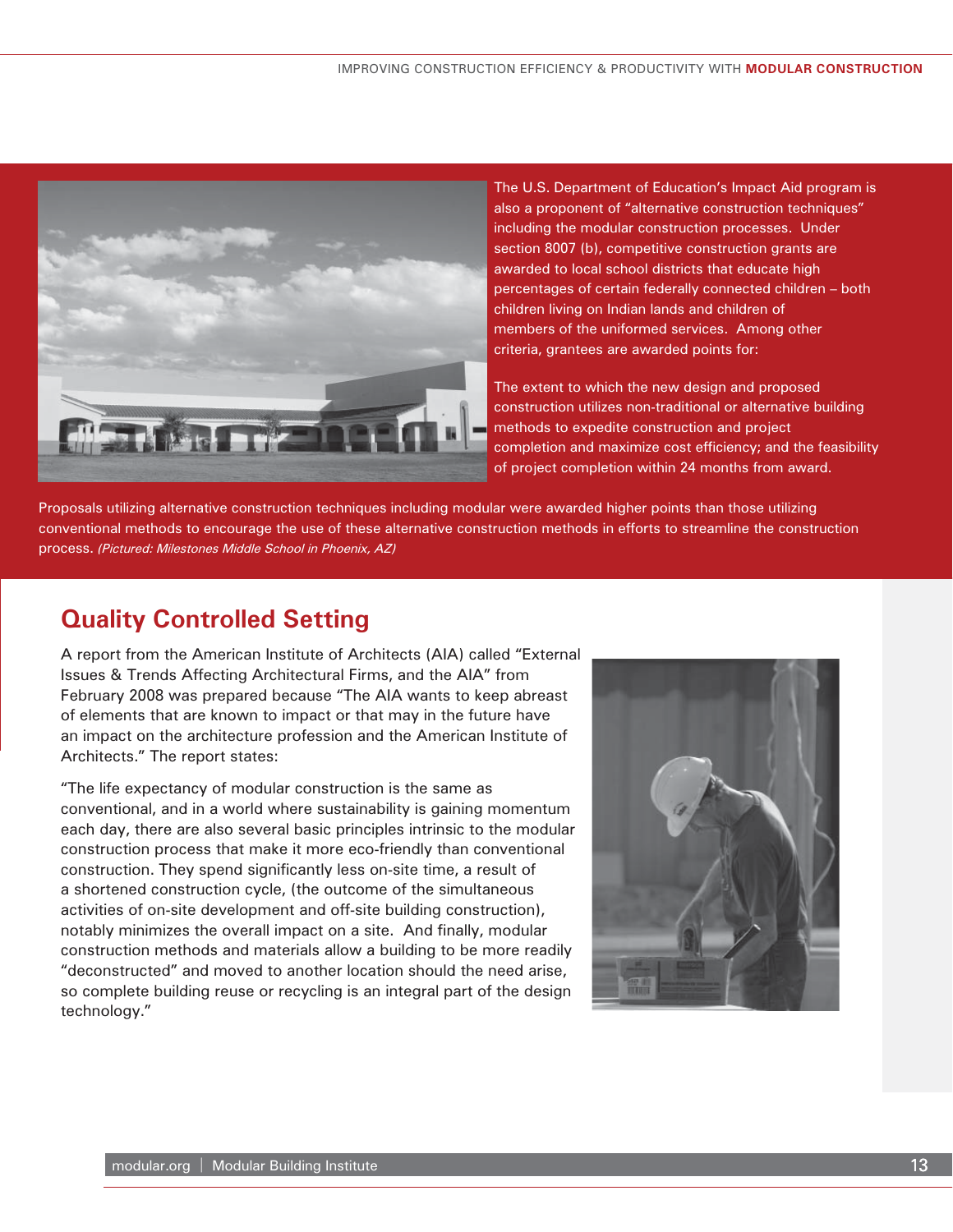The U.S. Department of Education's Impact Aid program is also a proponent of "alternative construction techniques" including the modular construction processes. Under section 8007 (b), competitive construction grants are awarded to local school districts that educate high percentages of certain federally connected children – both children living on Indian lands and children of members of the uniformed services. Among other criteria, grantees are awarded points for:

The extent to which the new design and proposed construction utilizes non-traditional or alternative building methods to expedite construction and project completion and maximize cost efficiency; and the feasibility of project completion within 24 months from award.

Proposals utilizing alternative construction techniques including modular were awarded higher points than those utilizing conventional methods to encourage the use of these alternative construction methods in efforts to streamline the construction process. *(Pictured: Milestones Middle School in Phoenix, AZ)*

## Quality Controlled Setting

A report from the American Institute of Architects (AIA) called "External Issues & Trends Affecting Architectural Firms, and the AIA" from February 2008 was prepared because "The AIA wants to keep abreast of elements that are known to impact or that may in the future have an impact on the architecture profession and the American Institute of Architects." The report states:

"The life expectancy of modular construction is the same as conventional, and in a world where sustainability is gaining momentum each day, there are also several basic principles intrinsic to the modular construction process that make it more eco-friendly than conventional construction. They spend significantly less on-site time, a result of a shortened construction cycle, (the outcome of the simultaneous activities of on-site development and off-site building construction), notably minimizes the overall impact on a site. And finally, modular construction methods and materials allow a building to be more readily "deconstructed" and moved to another location should the need arise, so complete building reuse or recycling is an integral part of the design technology."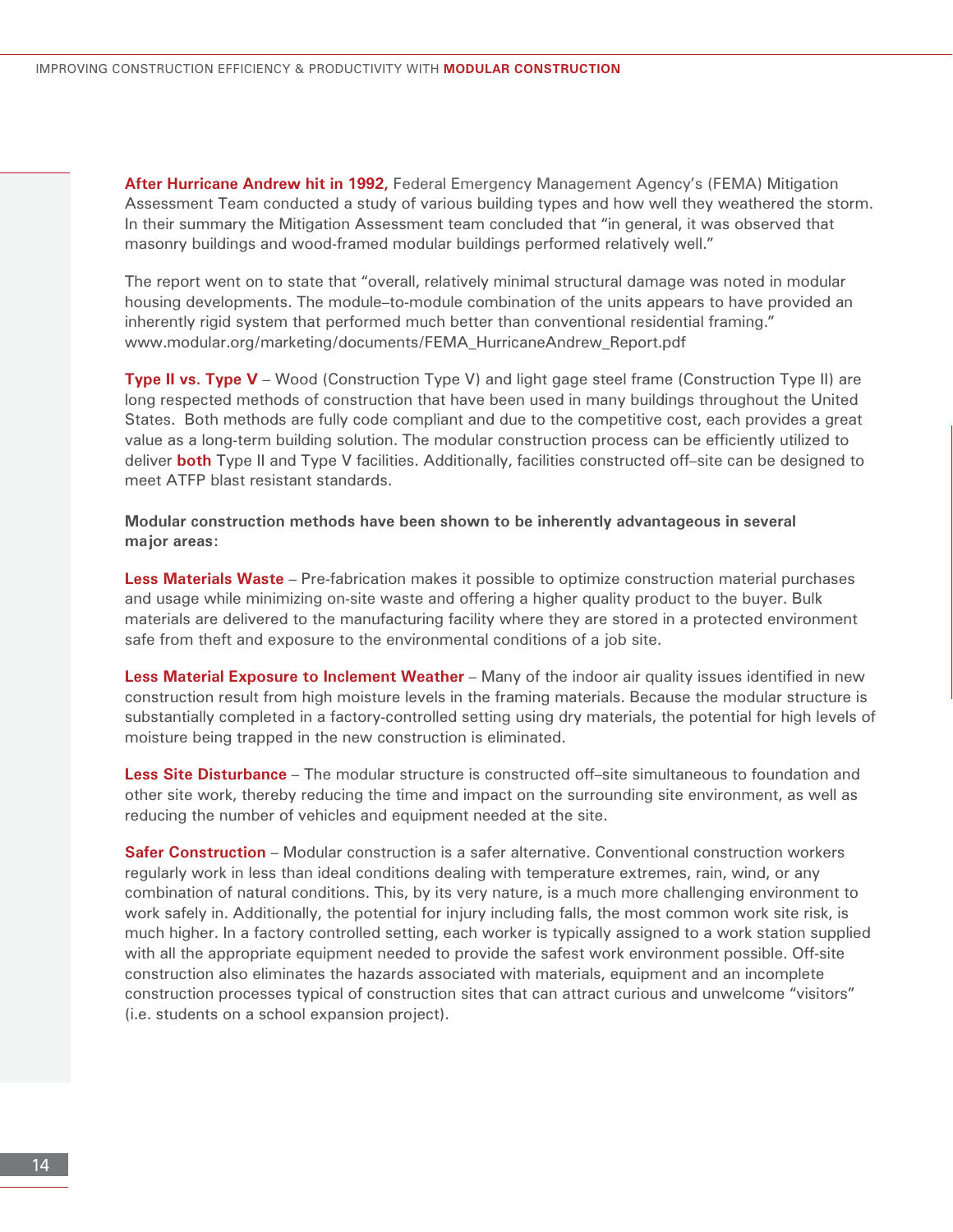**After Hurricane Andrew hit in 1992,** Federal Emergency Management Agency's (FEMA) Mitigation Assessment Team conducted a study of various building types and how well they weathered the storm. In their summary the Mitigation Assessment team concluded that "in general, it was observed that masonry buildings and wood-framed modular buildings performed relatively well."

The report went on to state that "overall, relatively minimal structural damage was noted in modular housing developments. The module–to-module combination of the units appears to have provided an inherently rigid system that performed much better than conventional residential framing." www.modular.org/marketing/documents/FEMA_HurricaneAndrew_Report.pdf

**Type II vs. Type V** – Wood (Construction Type V) and light gage steel frame (Construction Type II) are long respected methods of construction that have been used in many buildings throughout the United States. Both methods are fully code compliant and due to the competitive cost, each provides a great value as a long-term building solution. The modular construction process can be efficiently utilized to deliver **both** Type II and Type V facilities. Additionally, facilities constructed off–site can be designed to meet ATFP blast resistant standards.

**Modular construction methods have been shown to be inherently advantageous in several major areas:**

**Less Materials Waste** – Pre-fabrication makes it possible to optimize construction material purchases and usage while minimizing on-site waste and offering a higher quality product to the buyer. Bulk materials are delivered to the manufacturing facility where they are stored in a protected environment safe from theft and exposure to the environmental conditions of a job site.

**Less Material Exposure to Inclement Weather** – Many of the indoor air quality issues identified in new construction result from high moisture levels in the framing materials. Because the modular structure is substantially completed in a factory-controlled setting using dry materials, the potential for high levels of moisture being trapped in the new construction is eliminated.

**Less Site Disturbance** – The modular structure is constructed off–site simultaneous to foundation and other site work, thereby reducing the time and impact on the surrounding site environment, as well as reducing the number of vehicles and equipment needed at the site.

**Safer Construction** – Modular construction is a safer alternative. Conventional construction workers regularly work in less than ideal conditions dealing with temperature extremes, rain, wind, or any combination of natural conditions. This, by its very nature, is a much more challenging environment to work safely in. Additionally, the potential for injury including falls, the most common work site risk, is much higher. In a factory controlled setting, each worker is typically assigned to a work station supplied with all the appropriate equipment needed to provide the safest work environment possible. Off-site construction also eliminates the hazards associated with materials, equipment and an incomplete construction processes typical of construction sites that can attract curious and unwelcome "visitors" (i.e. students on a school expansion project).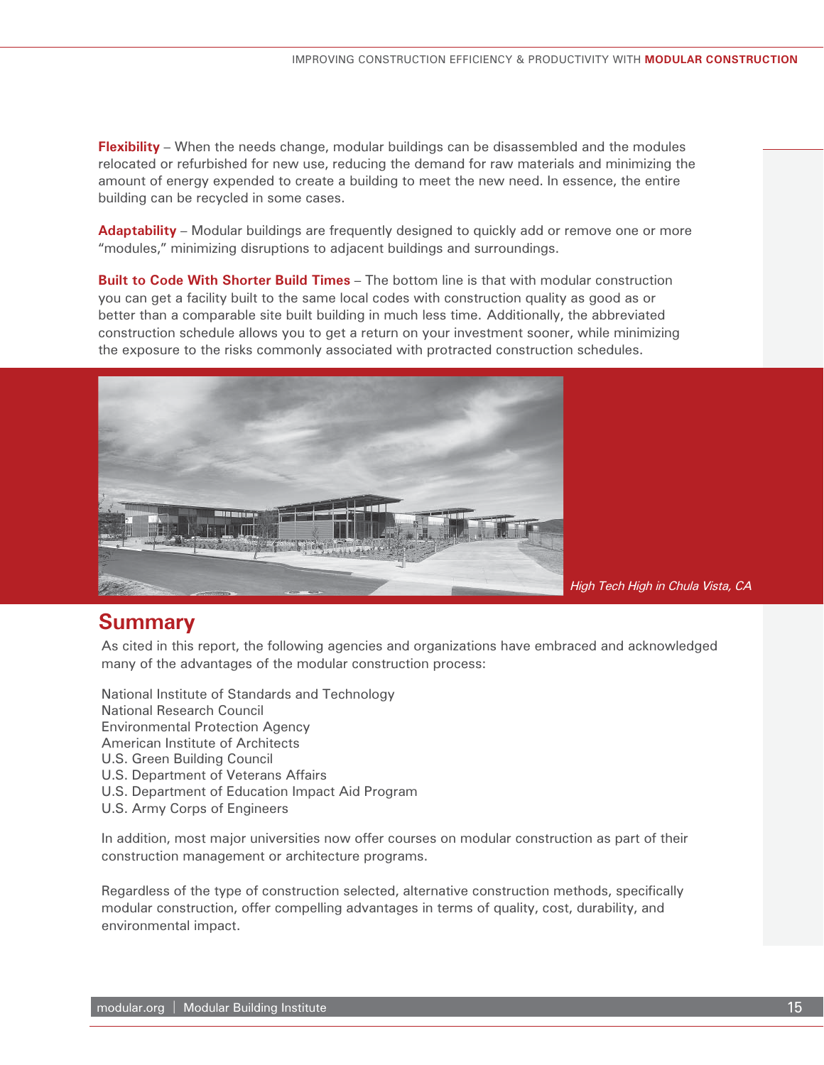**Flexibility** – When the needs change, modular buildings can be disassembled and the modules relocated or refurbished for new use, reducing the demand for raw materials and minimizing the amount of energy expended to create a building to meet the new need. In essence, the entire building can be recycled in some cases.

**Adaptability** – Modular buildings are frequently designed to quickly add or remove one or more "modules," minimizing disruptions to adjacent buildings and surroundings.

**Built to Code With Shorter Build Times** – The bottom line is that with modular construction you can get a facility built to the same local codes with construction quality as good as or better than a comparable site built building in much less time. Additionally, the abbreviated construction schedule allows you to get a return on your investment sooner, while minimizing the exposure to the risks commonly associated with protracted construction schedules.

*High Tech High in Chula Vista, CA*

## Summary

As cited in this report, the following agencies and organizations have embraced and acknowledged many of the advantages of the modular construction process:

National Institute of Standards and Technology
National Research Council
Environmental Protection Agency
American Institute of Architects
U.S. Green Building Council
U.S. Department of Veterans Affairs
U.S. Department of Education Impact Aid Program
U.S. Army Corps of Engineers

In addition, most major universities now offer courses on modular construction as part of their construction management or architecture programs.

Regardless of the type of construction selected, alternative construction methods, specifically modular construction, offer compelling advantages in terms of quality, cost, durability, and environmental impact.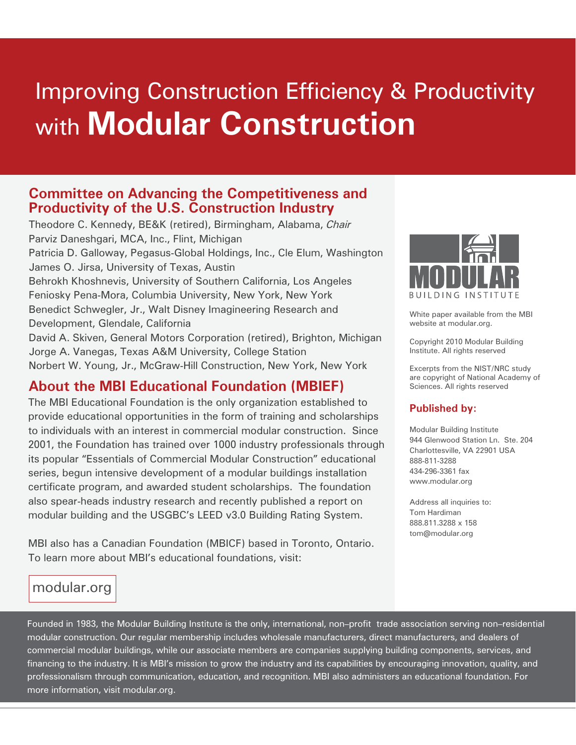# Improving Construction Efficiency & Productivity with **Modular Construction**

## Committee on Advancing the Competitiveness and Productivity of the U.S. Construction Industry

Theodore C. Kennedy, BE&K (retired), Birmingham, Alabama, *Chair*
Parviz Daneshgari, MCA, Inc., Flint, Michigan
Patricia D. Galloway, Pegasus-Global Holdings, Inc., Cle Elum, Washington
James O. Jirsa, University of Texas, Austin
Behrokh Khoshnevis, University of Southern California, Los Angeles
Feniosky Pena-Mora, Columbia University, New York, New York
Benedict Schwegler, Jr., Walt Disney Imagineering Research and Development, Glendale, California
David A. Skiven, General Motors Corporation (retired), Brighton, Michigan
Jorge A. Vanegas, Texas A&M University, College Station
Norbert W. Young, Jr., McGraw-Hill Construction, New York, New York

## About the MBI Educational Foundation (MBIEF)

The MBI Educational Foundation is the only organization established to provide educational opportunities in the form of training and scholarships to individuals with an interest in commercial modular construction. Since 2001, the Foundation has trained over 1000 industry professionals through its popular "Essentials of Commercial Modular Construction" educational series, begun intensive development of a modular buildings installation certificate program, and awarded student scholarships. The foundation also spear-heads industry research and recently published a report on modular building and the USGBC's LEED v3.0 Building Rating System.

MBI also has a Canadian Foundation (MBICF) based in Toronto, Ontario. To learn more about MBI's educational foundations, visit:

modular.org

MODULAR BUILDING INSTITUTE

White paper available from the MBI website at modular.org.

Copyright 2010 Modular Building Institute. All rights reserved

Excerpts from the NIST/NRC study are copyright of National Academy of Sciences. All rights reserved

### Published by:

Modular Building Institute
944 Glenwood Station Ln. Ste. 204
Charlottesville, VA 22901 USA
888-811-3288
434-296-3361 fax
www.modular.org

Address all inquiries to:
Tom Hardiman
888.811.3288 x 158
tom@modular.org

Founded in 1983, the Modular Building Institute is the only, international, non–profit trade association serving non–residential modular construction. Our regular membership includes wholesale manufacturers, direct manufacturers, and dealers of commercial modular buildings, while our associate members are companies supplying building components, services, and financing to the industry. It is MBI's mission to grow the industry and its capabilities by encouraging innovation, quality, and professionalism through communication, education, and recognition. MBI also administers an educational foundation. For more information, visit modular.org.